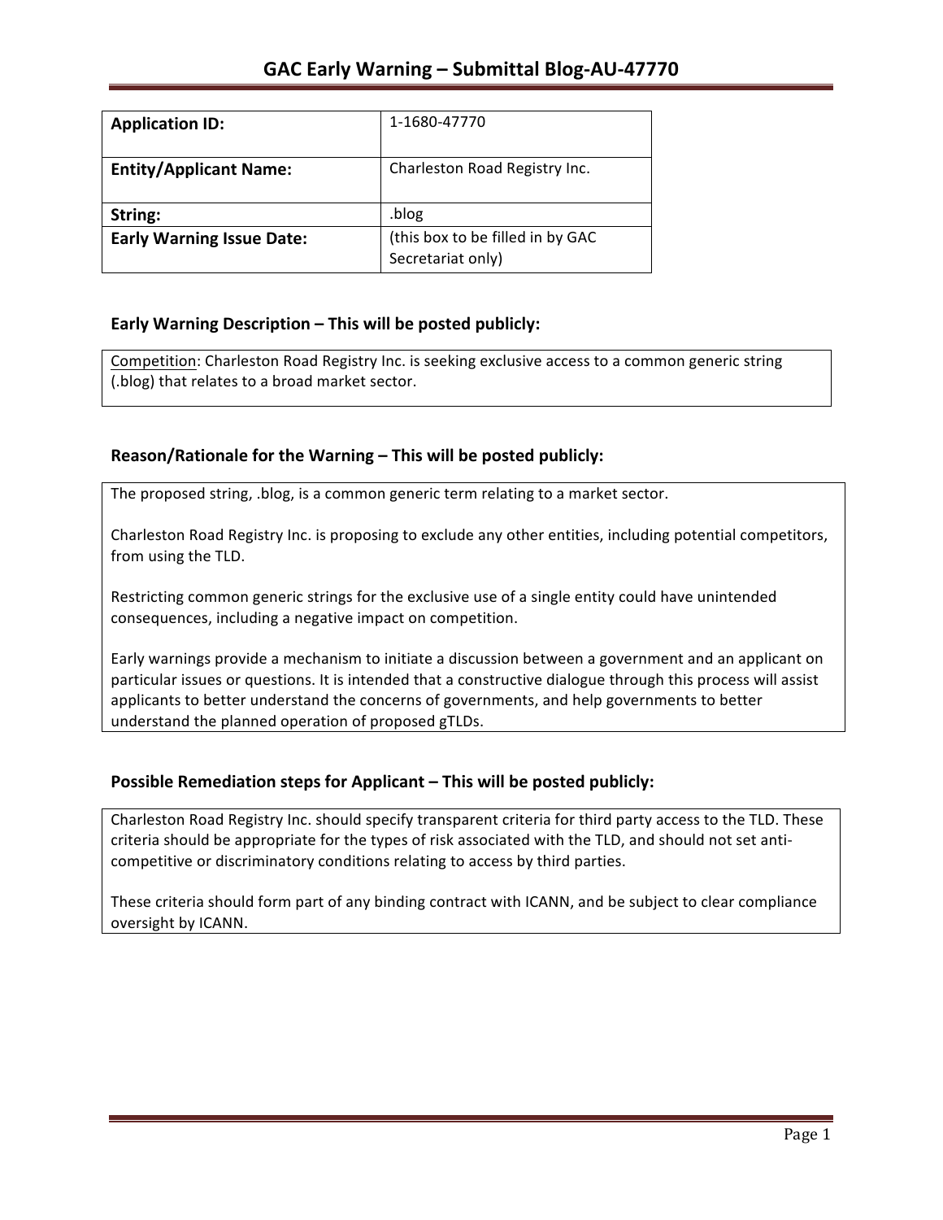# GAC Early Warning – Submittal Blog-AU-47770

| **Application ID:** | 1-1680-47770 |
|---|---|
| **Entity/Applicant Name:** | Charleston Road Registry Inc. |
| **String:** | .blog |
| **Early Warning Issue Date:** | (this box to be filled in by GAC Secretariat only) |

## Early Warning Description – This will be posted publicly:

Competition: Charleston Road Registry Inc. is seeking exclusive access to a common generic string (.blog) that relates to a broad market sector.

## Reason/Rationale for the Warning – This will be posted publicly:

The proposed string, .blog, is a common generic term relating to a market sector.

Charleston Road Registry Inc. is proposing to exclude any other entities, including potential competitors, from using the TLD.

Restricting common generic strings for the exclusive use of a single entity could have unintended consequences, including a negative impact on competition.

Early warnings provide a mechanism to initiate a discussion between a government and an applicant on particular issues or questions. It is intended that a constructive dialogue through this process will assist applicants to better understand the concerns of governments, and help governments to better understand the planned operation of proposed gTLDs.

## Possible Remediation steps for Applicant – This will be posted publicly:

Charleston Road Registry Inc. should specify transparent criteria for third party access to the TLD. These criteria should be appropriate for the types of risk associated with the TLD, and should not set anti-competitive or discriminatory conditions relating to access by third parties.

These criteria should form part of any binding contract with ICANN, and be subject to clear compliance oversight by ICANN.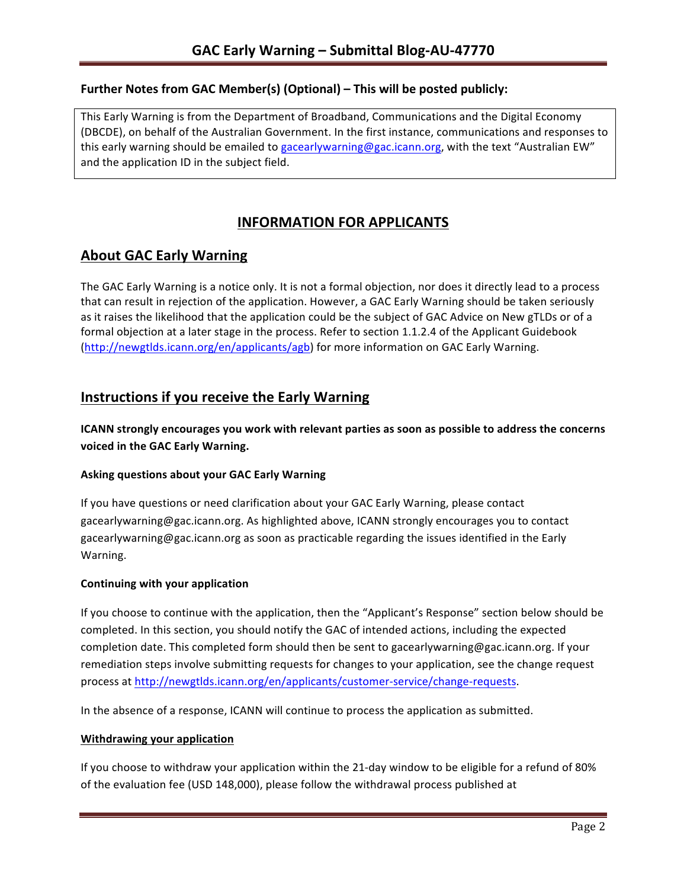# GAC Early Warning – Submittal Blog-AU-47770

**Further Notes from GAC Member(s) (Optional) – This will be posted publicly:**

This Early Warning is from the Department of Broadband, Communications and the Digital Economy (DBCDE), on behalf of the Australian Government. In the first instance, communications and responses to this early warning should be emailed to gacearlywarning@gac.icann.org, with the text "Australian EW" and the application ID in the subject field.

## INFORMATION FOR APPLICANTS

## About GAC Early Warning

The GAC Early Warning is a notice only. It is not a formal objection, nor does it directly lead to a process that can result in rejection of the application. However, a GAC Early Warning should be taken seriously as it raises the likelihood that the application could be the subject of GAC Advice on New gTLDs or of a formal objection at a later stage in the process. Refer to section 1.1.2.4 of the Applicant Guidebook (http://newgtlds.icann.org/en/applicants/agb) for more information on GAC Early Warning.

## Instructions if you receive the Early Warning

**ICANN strongly encourages you work with relevant parties as soon as possible to address the concerns voiced in the GAC Early Warning.**

### Asking questions about your GAC Early Warning

If you have questions or need clarification about your GAC Early Warning, please contact gacearlywarning@gac.icann.org. As highlighted above, ICANN strongly encourages you to contact gacearlywarning@gac.icann.org as soon as practicable regarding the issues identified in the Early Warning.

### Continuing with your application

If you choose to continue with the application, then the "Applicant's Response" section below should be completed. In this section, you should notify the GAC of intended actions, including the expected completion date. This completed form should then be sent to gacearlywarning@gac.icann.org. If your remediation steps involve submitting requests for changes to your application, see the change request process at http://newgtlds.icann.org/en/applicants/customer-service/change-requests.

In the absence of a response, ICANN will continue to process the application as submitted.

### Withdrawing your application

If you choose to withdraw your application within the 21-day window to be eligible for a refund of 80% of the evaluation fee (USD 148,000), please follow the withdrawal process published at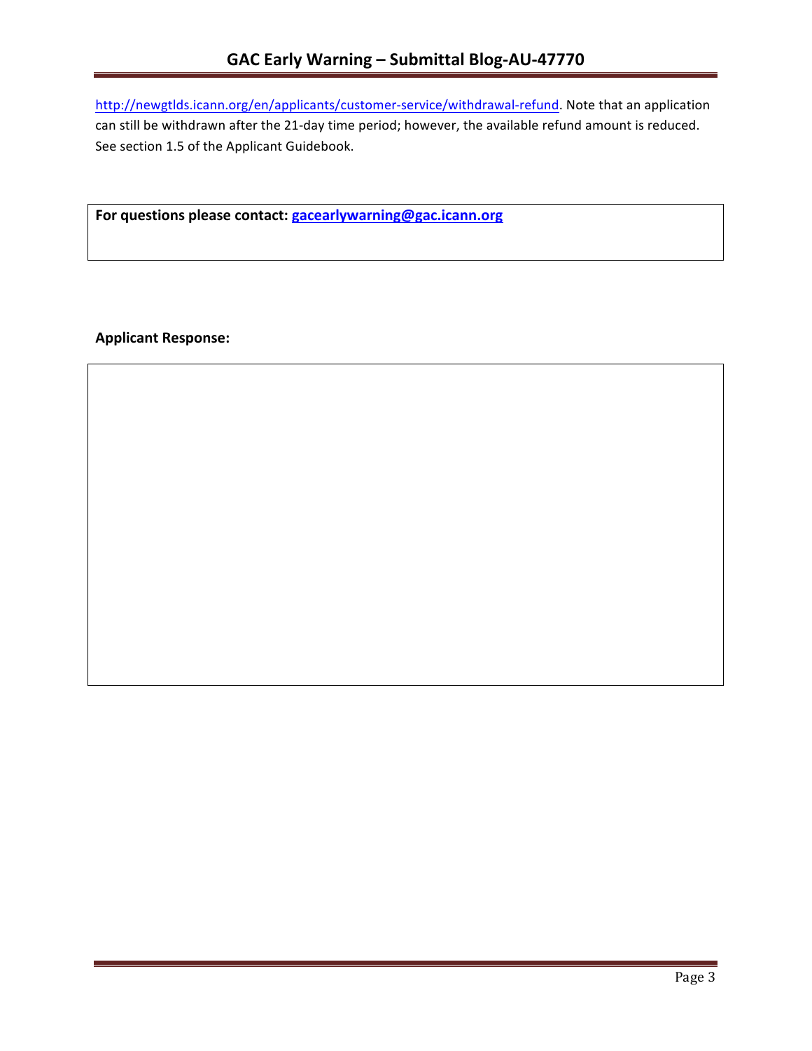http://newgtlds.icann.org/en/applicants/customer-service/withdrawal-refund. Note that an application can still be withdrawn after the 21-day time period; however, the available refund amount is reduced. See section 1.5 of the Applicant Guidebook.

**For questions please contact: gacearlywarning@gac.icann.org**

**Applicant Response:**